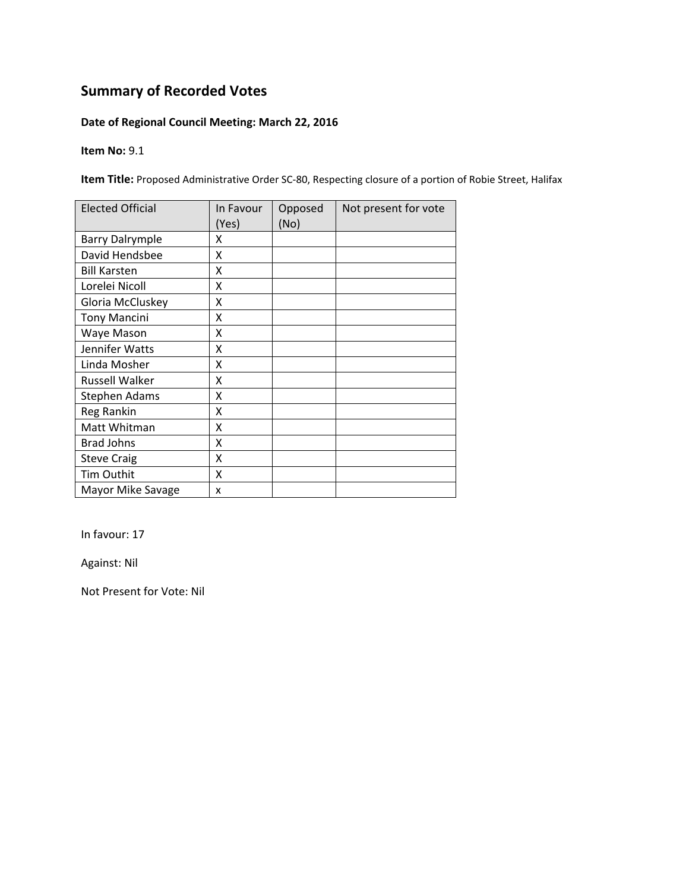# Summary of Recorded Votes

**Date of Regional Council Meeting: March 22, 2016**

**Item No:** 9.1

**Item Title:** Proposed Administrative Order SC-80, Respecting closure of a portion of Robie Street, Halifax

| Elected Official | In Favour (Yes) | Opposed (No) | Not present for vote |
|---|---|---|---|
| Barry Dalrymple | X | | |
| David Hendsbee | X | | |
| Bill Karsten | X | | |
| Lorelei Nicoll | X | | |
| Gloria McCluskey | X | | |
| Tony Mancini | X | | |
| Waye Mason | X | | |
| Jennifer Watts | X | | |
| Linda Mosher | X | | |
| Russell Walker | X | | |
| Stephen Adams | X | | |
| Reg Rankin | X | | |
| Matt Whitman | X | | |
| Brad Johns | X | | |
| Steve Craig | X | | |
| Tim Outhit | X | | |
| Mayor Mike Savage | x | | |

In favour: 17

Against: Nil

Not Present for Vote: Nil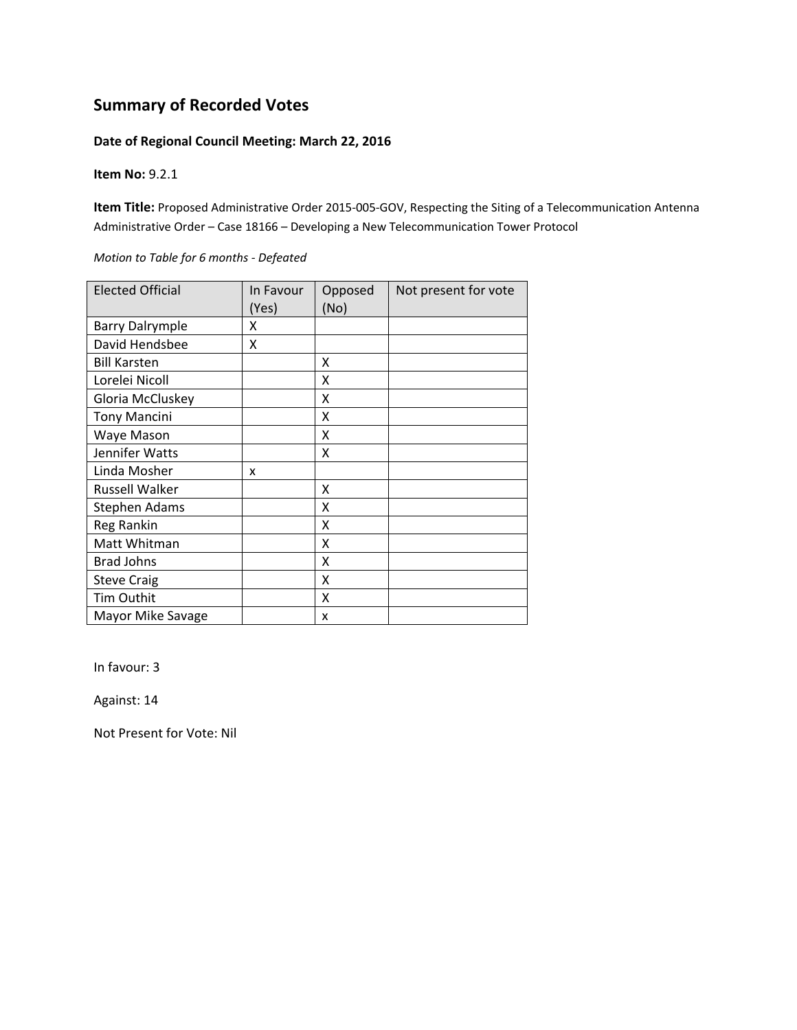## Summary of Recorded Votes

**Date of Regional Council Meeting: March 22, 2016**

**Item No:** 9.2.1

**Item Title:** Proposed Administrative Order 2015-005-GOV, Respecting the Siting of a Telecommunication Antenna Administrative Order – Case 18166 – Developing a New Telecommunication Tower Protocol

*Motion to Table for 6 months - Defeated*

| Elected Official | In Favour (Yes) | Opposed (No) | Not present for vote |
|---|---|---|---|
| Barry Dalrymple | X | | |
| David Hendsbee | X | | |
| Bill Karsten | | X | |
| Lorelei Nicoll | | X | |
| Gloria McCluskey | | X | |
| Tony Mancini | | X | |
| Waye Mason | | X | |
| Jennifer Watts | | X | |
| Linda Mosher | x | | |
| Russell Walker | | X | |
| Stephen Adams | | X | |
| Reg Rankin | | X | |
| Matt Whitman | | X | |
| Brad Johns | | X | |
| Steve Craig | | X | |
| Tim Outhit | | X | |
| Mayor Mike Savage | | x | |

In favour: 3

Against: 14

Not Present for Vote: Nil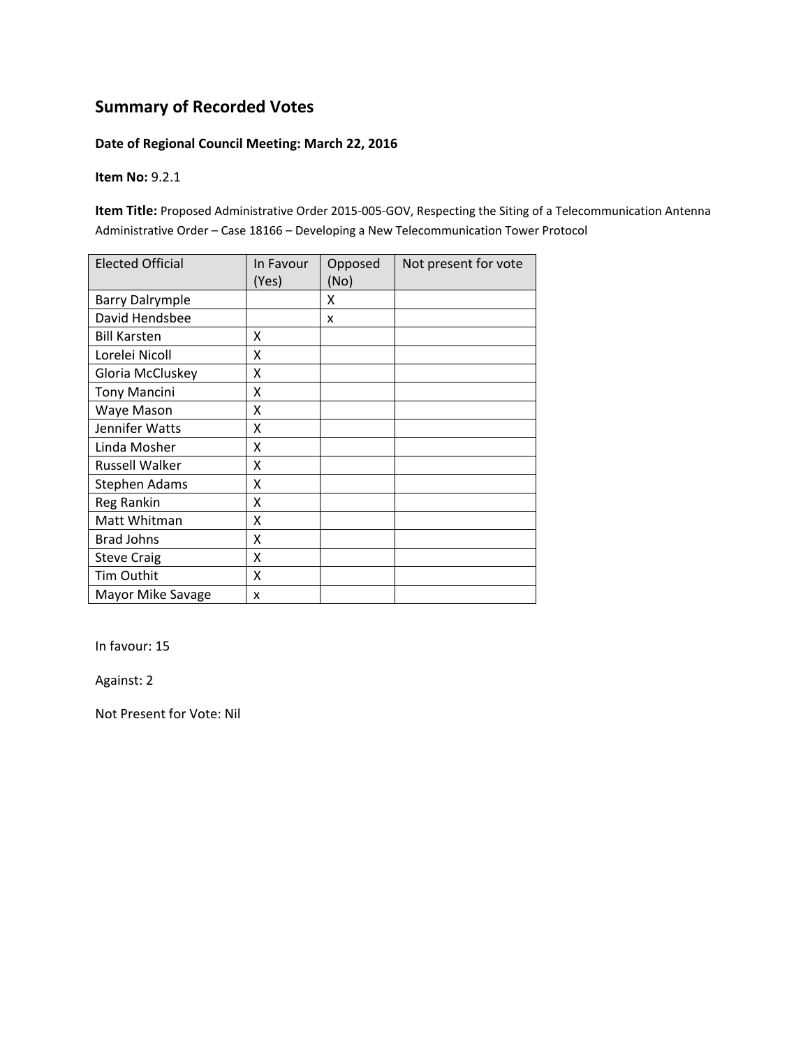# Summary of Recorded Votes

**Date of Regional Council Meeting: March 22, 2016**

**Item No:** 9.2.1

**Item Title:** Proposed Administrative Order 2015-005-GOV, Respecting the Siting of a Telecommunication Antenna Administrative Order – Case 18166 – Developing a New Telecommunication Tower Protocol

| Elected Official | In Favour (Yes) | Opposed (No) | Not present for vote |
|---|---|---|---|
| Barry Dalrymple | | X | |
| David Hendsbee | | x | |
| Bill Karsten | X | | |
| Lorelei Nicoll | X | | |
| Gloria McCluskey | X | | |
| Tony Mancini | X | | |
| Waye Mason | X | | |
| Jennifer Watts | X | | |
| Linda Mosher | X | | |
| Russell Walker | X | | |
| Stephen Adams | X | | |
| Reg Rankin | X | | |
| Matt Whitman | X | | |
| Brad Johns | X | | |
| Steve Craig | X | | |
| Tim Outhit | X | | |
| Mayor Mike Savage | x | | |

In favour: 15

Against: 2

Not Present for Vote: Nil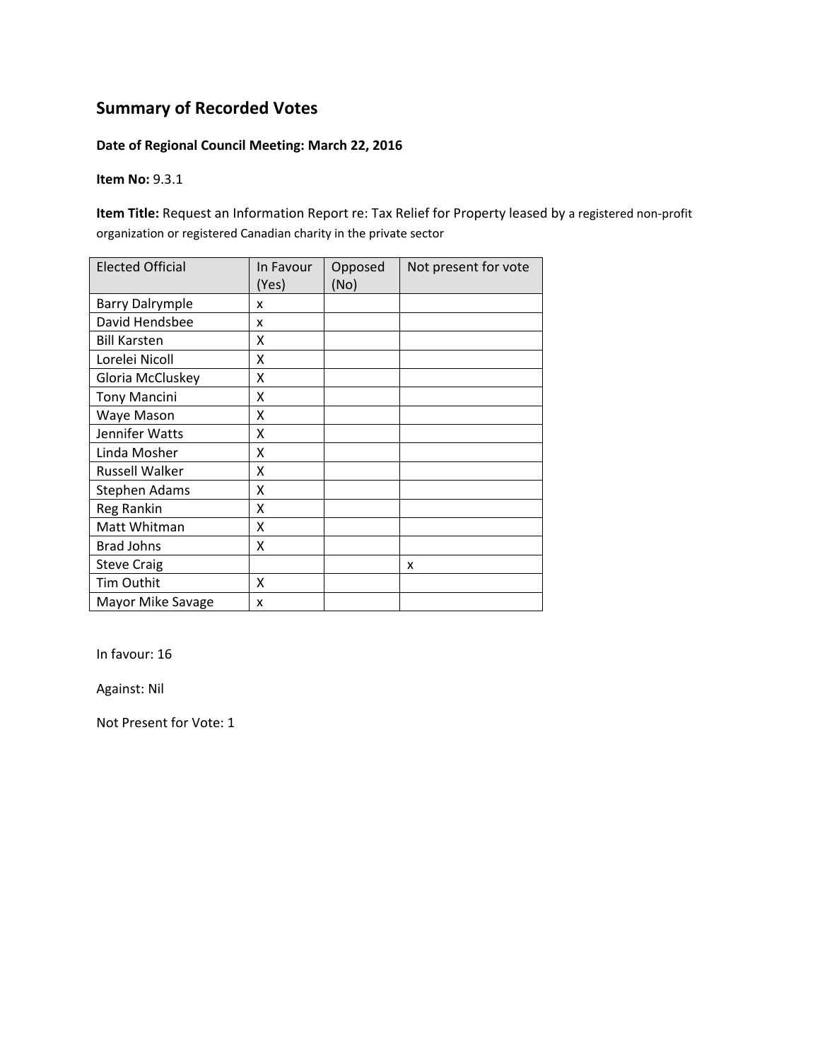## Summary of Recorded Votes

**Date of Regional Council Meeting: March 22, 2016**

**Item No:** 9.3.1

**Item Title:** Request an Information Report re: Tax Relief for Property leased by a registered non-profit organization or registered Canadian charity in the private sector

| Elected Official | In Favour (Yes) | Opposed (No) | Not present for vote |
|---|---|---|---|
| Barry Dalrymple | x | | |
| David Hendsbee | x | | |
| Bill Karsten | X | | |
| Lorelei Nicoll | X | | |
| Gloria McCluskey | X | | |
| Tony Mancini | X | | |
| Waye Mason | X | | |
| Jennifer Watts | X | | |
| Linda Mosher | X | | |
| Russell Walker | X | | |
| Stephen Adams | X | | |
| Reg Rankin | X | | |
| Matt Whitman | X | | |
| Brad Johns | X | | |
| Steve Craig | | | x |
| Tim Outhit | X | | |
| Mayor Mike Savage | x | | |

In favour: 16

Against: Nil

Not Present for Vote: 1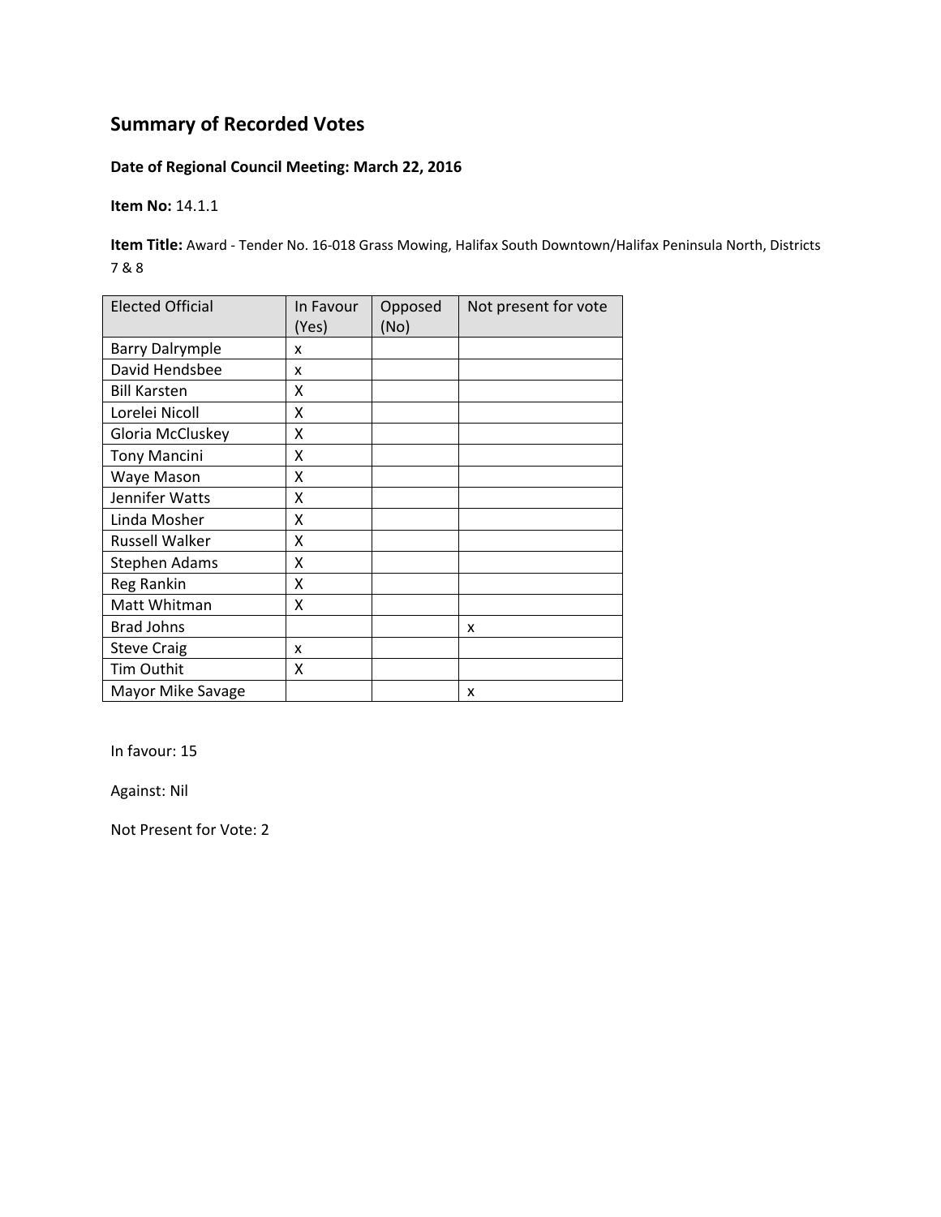# Summary of Recorded Votes

**Date of Regional Council Meeting: March 22, 2016**

**Item No:** 14.1.1

**Item Title:** Award - Tender No. 16-018 Grass Mowing, Halifax South Downtown/Halifax Peninsula North, Districts 7 & 8

| Elected Official | In Favour (Yes) | Opposed (No) | Not present for vote |
|---|---|---|---|
| Barry Dalrymple | x | | |
| David Hendsbee | x | | |
| Bill Karsten | X | | |
| Lorelei Nicoll | X | | |
| Gloria McCluskey | X | | |
| Tony Mancini | X | | |
| Waye Mason | X | | |
| Jennifer Watts | X | | |
| Linda Mosher | X | | |
| Russell Walker | X | | |
| Stephen Adams | X | | |
| Reg Rankin | X | | |
| Matt Whitman | X | | |
| Brad Johns | | | x |
| Steve Craig | x | | |
| Tim Outhit | X | | |
| Mayor Mike Savage | | | x |

In favour: 15

Against: Nil

Not Present for Vote: 2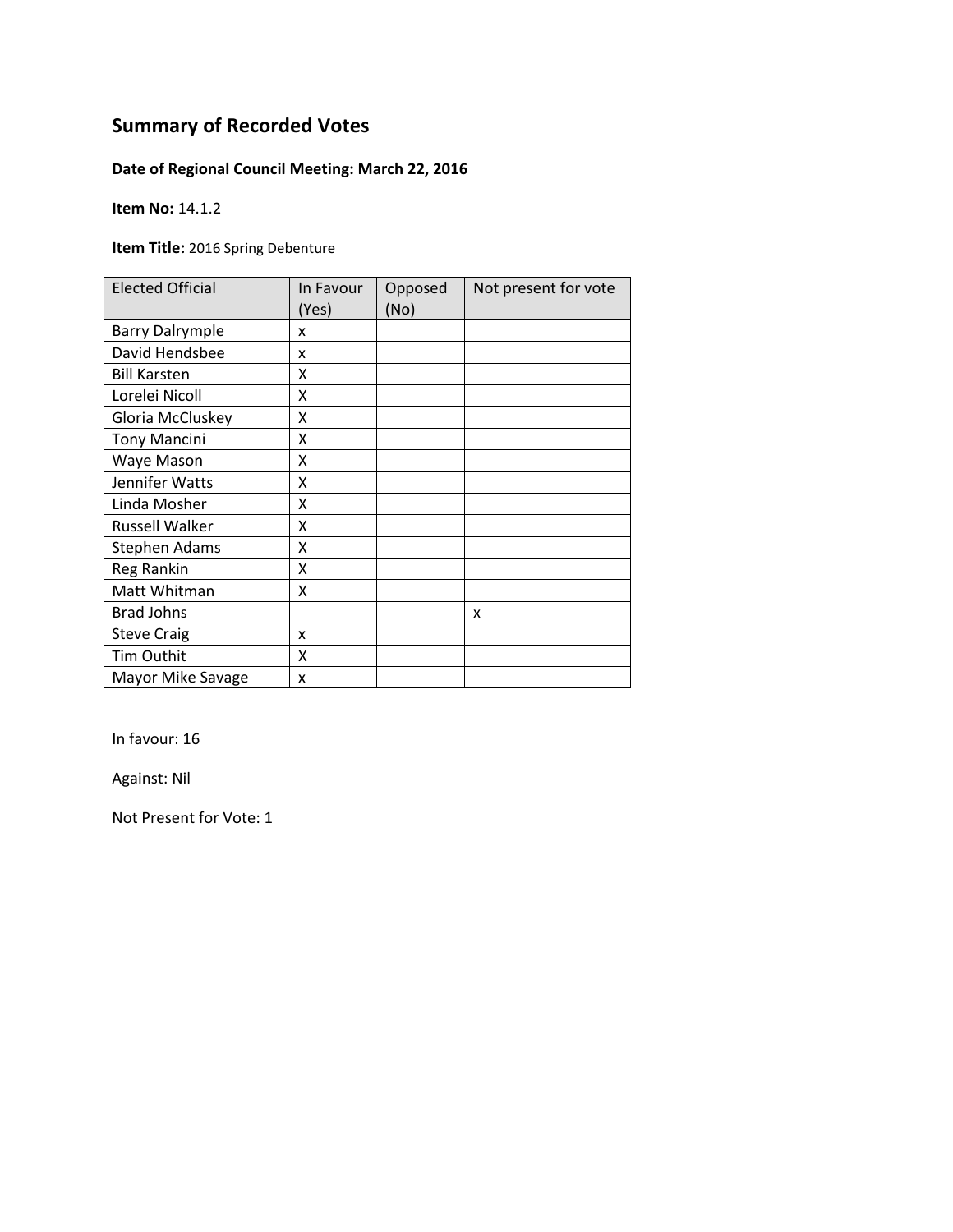## Summary of Recorded Votes

**Date of Regional Council Meeting: March 22, 2016**

**Item No:** 14.1.2

**Item Title:** 2016 Spring Debenture

| Elected Official | In Favour (Yes) | Opposed (No) | Not present for vote |
|---|---|---|---|
| Barry Dalrymple | x | | |
| David Hendsbee | x | | |
| Bill Karsten | X | | |
| Lorelei Nicoll | X | | |
| Gloria McCluskey | X | | |
| Tony Mancini | X | | |
| Waye Mason | X | | |
| Jennifer Watts | X | | |
| Linda Mosher | X | | |
| Russell Walker | X | | |
| Stephen Adams | X | | |
| Reg Rankin | X | | |
| Matt Whitman | X | | |
| Brad Johns | | | x |
| Steve Craig | x | | |
| Tim Outhit | X | | |
| Mayor Mike Savage | x | | |

In favour: 16

Against: Nil

Not Present for Vote: 1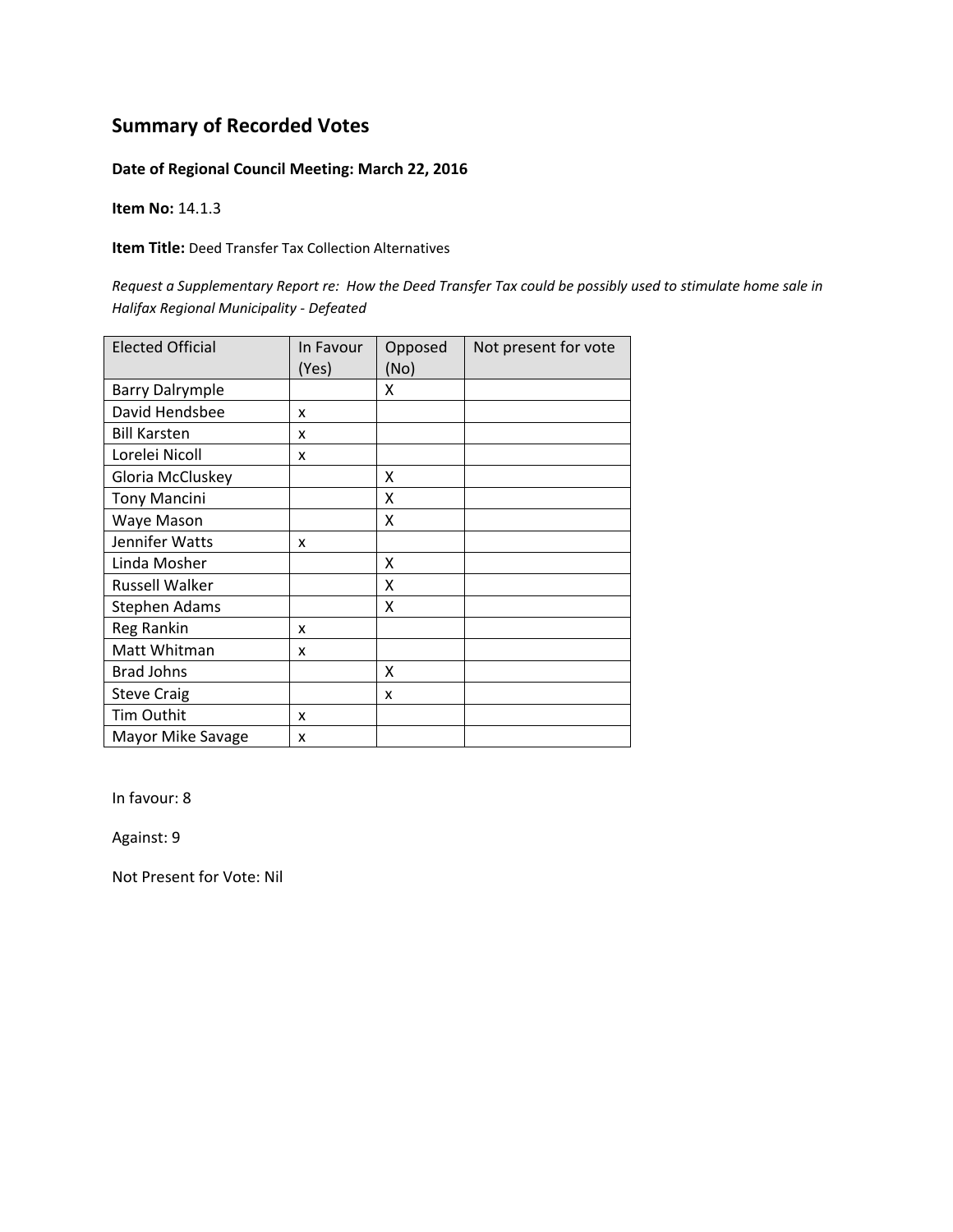# Summary of Recorded Votes

**Date of Regional Council Meeting: March 22, 2016**

**Item No:** 14.1.3

**Item Title:** Deed Transfer Tax Collection Alternatives

*Request a Supplementary Report re: How the Deed Transfer Tax could be possibly used to stimulate home sale in Halifax Regional Municipality - Defeated*

| Elected Official | In Favour (Yes) | Opposed (No) | Not present for vote |
|---|---|---|---|
| Barry Dalrymple | | X | |
| David Hendsbee | x | | |
| Bill Karsten | x | | |
| Lorelei Nicoll | x | | |
| Gloria McCluskey | | X | |
| Tony Mancini | | X | |
| Waye Mason | | X | |
| Jennifer Watts | x | | |
| Linda Mosher | | X | |
| Russell Walker | | X | |
| Stephen Adams | | X | |
| Reg Rankin | x | | |
| Matt Whitman | x | | |
| Brad Johns | | X | |
| Steve Craig | | x | |
| Tim Outhit | x | | |
| Mayor Mike Savage | x | | |

In favour: 8

Against: 9

Not Present for Vote: Nil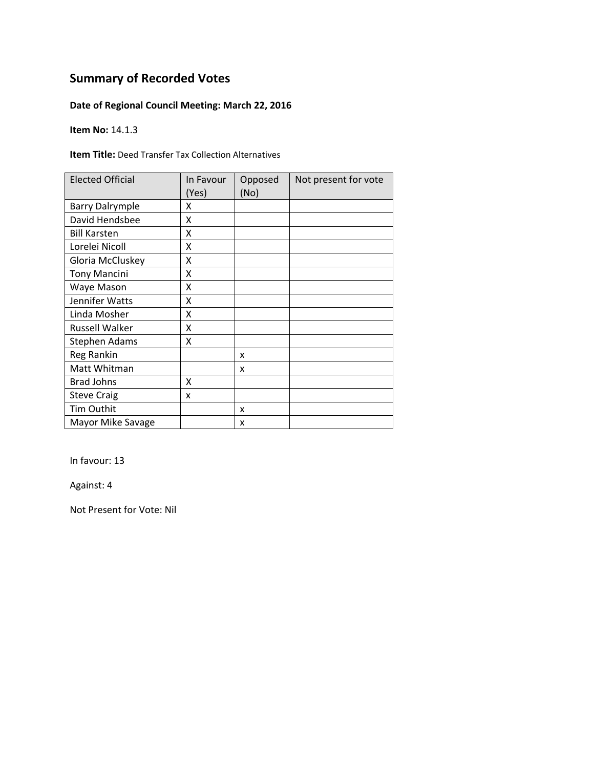## Summary of Recorded Votes

**Date of Regional Council Meeting: March 22, 2016**

**Item No:** 14.1.3

**Item Title:** Deed Transfer Tax Collection Alternatives

| Elected Official | In Favour (Yes) | Opposed (No) | Not present for vote |
|---|---|---|---|
| Barry Dalrymple | X | | |
| David Hendsbee | X | | |
| Bill Karsten | X | | |
| Lorelei Nicoll | X | | |
| Gloria McCluskey | X | | |
| Tony Mancini | X | | |
| Waye Mason | X | | |
| Jennifer Watts | X | | |
| Linda Mosher | X | | |
| Russell Walker | X | | |
| Stephen Adams | X | | |
| Reg Rankin | | x | |
| Matt Whitman | | x | |
| Brad Johns | X | | |
| Steve Craig | x | | |
| Tim Outhit | | x | |
| Mayor Mike Savage | | x | |

In favour: 13

Against: 4

Not Present for Vote: Nil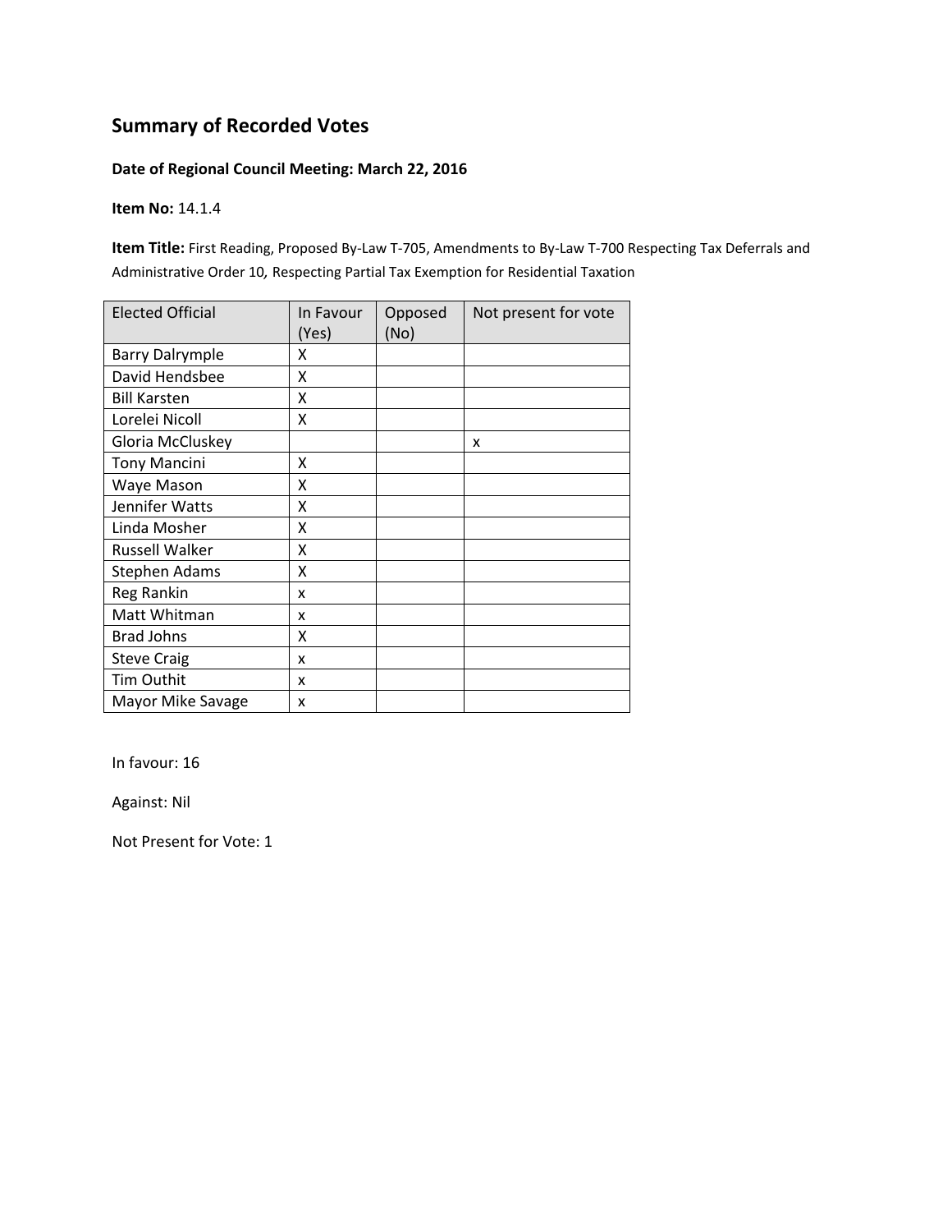## Summary of Recorded Votes

**Date of Regional Council Meeting: March 22, 2016**

**Item No:** 14.1.4

**Item Title:** First Reading, Proposed By-Law T-705, Amendments to By-Law T-700 Respecting Tax Deferrals and Administrative Order 10, Respecting Partial Tax Exemption for Residential Taxation

| Elected Official | In Favour (Yes) | Opposed (No) | Not present for vote |
|---|---|---|---|
| Barry Dalrymple | X | | |
| David Hendsbee | X | | |
| Bill Karsten | X | | |
| Lorelei Nicoll | X | | |
| Gloria McCluskey | | | x |
| Tony Mancini | X | | |
| Waye Mason | X | | |
| Jennifer Watts | X | | |
| Linda Mosher | X | | |
| Russell Walker | X | | |
| Stephen Adams | X | | |
| Reg Rankin | x | | |
| Matt Whitman | x | | |
| Brad Johns | X | | |
| Steve Craig | x | | |
| Tim Outhit | x | | |
| Mayor Mike Savage | x | | |

In favour: 16

Against: Nil

Not Present for Vote: 1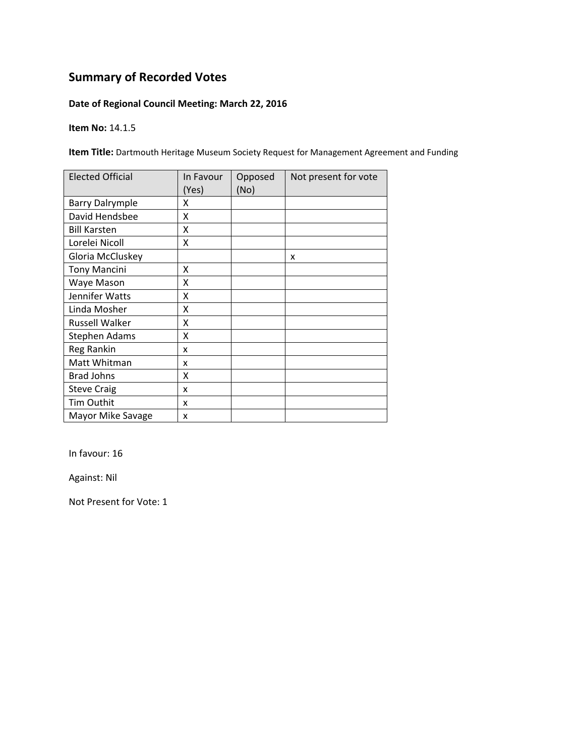## Summary of Recorded Votes

**Date of Regional Council Meeting: March 22, 2016**

**Item No:** 14.1.5

**Item Title:** Dartmouth Heritage Museum Society Request for Management Agreement and Funding

| Elected Official | In Favour (Yes) | Opposed (No) | Not present for vote |
|---|---|---|---|
| Barry Dalrymple | X | | |
| David Hendsbee | X | | |
| Bill Karsten | X | | |
| Lorelei Nicoll | X | | |
| Gloria McCluskey | | | x |
| Tony Mancini | X | | |
| Waye Mason | X | | |
| Jennifer Watts | X | | |
| Linda Mosher | X | | |
| Russell Walker | X | | |
| Stephen Adams | X | | |
| Reg Rankin | x | | |
| Matt Whitman | x | | |
| Brad Johns | X | | |
| Steve Craig | x | | |
| Tim Outhit | x | | |
| Mayor Mike Savage | x | | |

In favour: 16

Against: Nil

Not Present for Vote: 1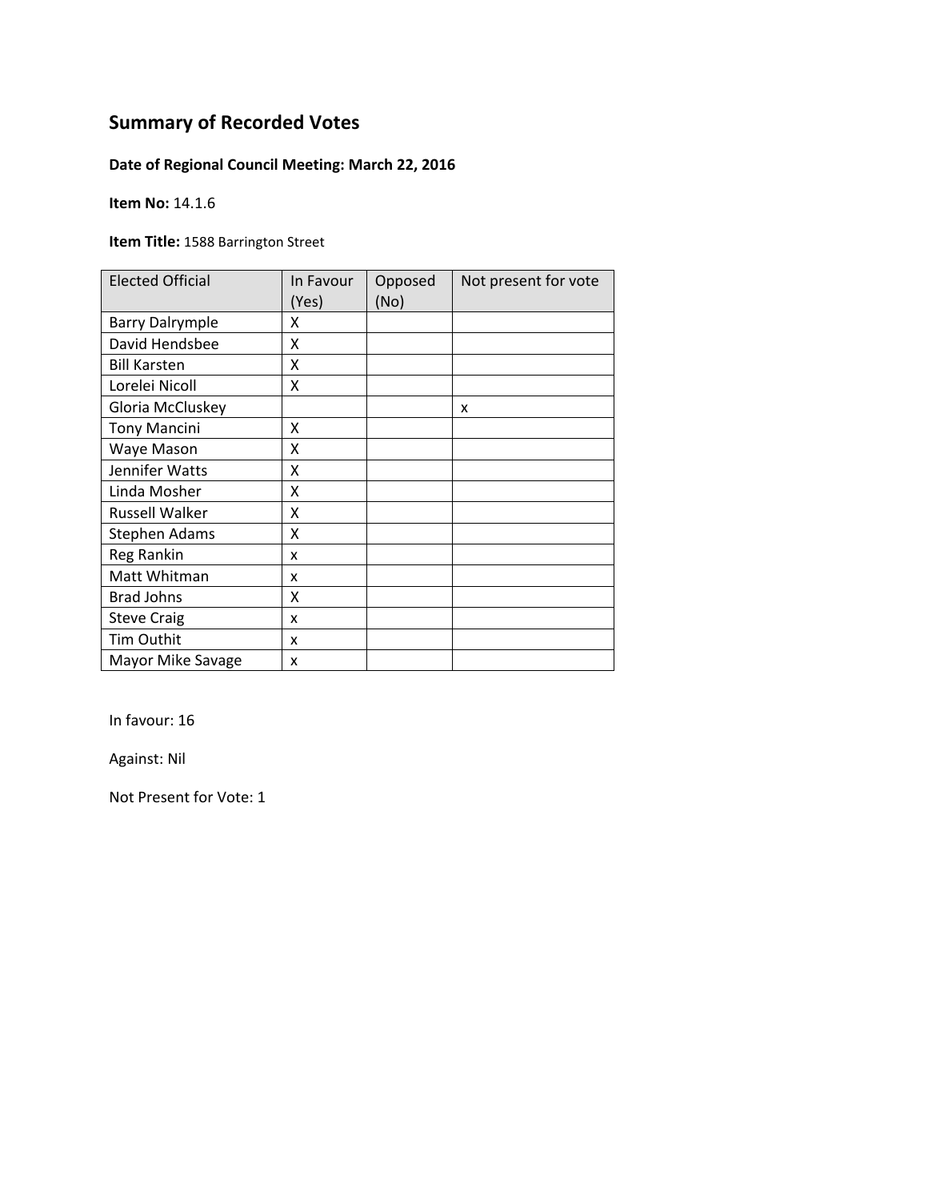## Summary of Recorded Votes

**Date of Regional Council Meeting: March 22, 2016**

**Item No:** 14.1.6

**Item Title:** 1588 Barrington Street

| Elected Official | In Favour (Yes) | Opposed (No) | Not present for vote |
|---|---|---|---|
| Barry Dalrymple | X | | |
| David Hendsbee | X | | |
| Bill Karsten | X | | |
| Lorelei Nicoll | X | | |
| Gloria McCluskey | | | x |
| Tony Mancini | X | | |
| Waye Mason | X | | |
| Jennifer Watts | X | | |
| Linda Mosher | X | | |
| Russell Walker | X | | |
| Stephen Adams | X | | |
| Reg Rankin | x | | |
| Matt Whitman | x | | |
| Brad Johns | X | | |
| Steve Craig | x | | |
| Tim Outhit | x | | |
| Mayor Mike Savage | x | | |

In favour: 16

Against: Nil

Not Present for Vote: 1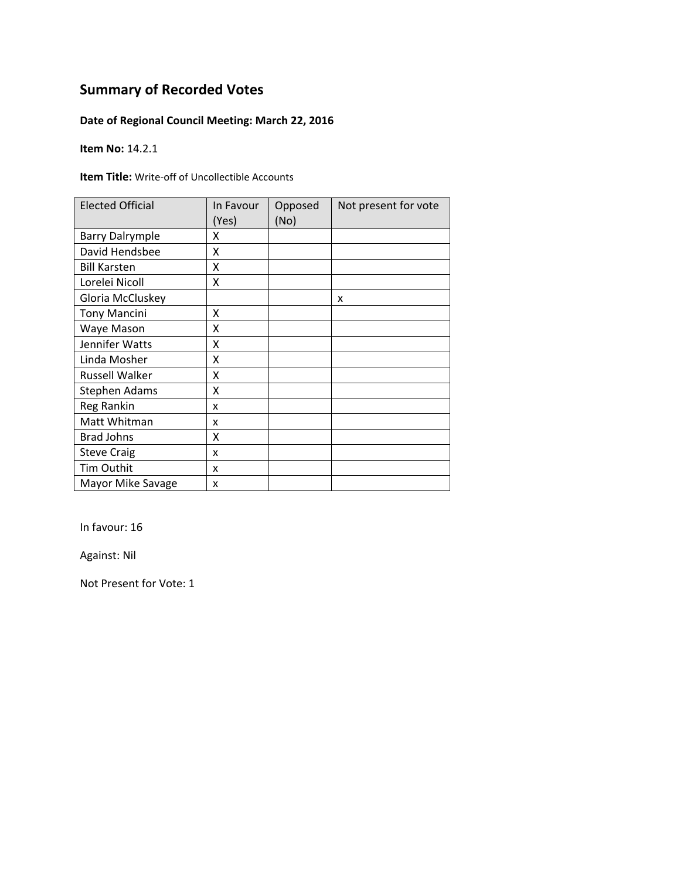## Summary of Recorded Votes

**Date of Regional Council Meeting: March 22, 2016**

**Item No:** 14.2.1

**Item Title:** Write-off of Uncollectible Accounts

| Elected Official | In Favour (Yes) | Opposed (No) | Not present for vote |
|---|---|---|---|
| Barry Dalrymple | X | | |
| David Hendsbee | X | | |
| Bill Karsten | X | | |
| Lorelei Nicoll | X | | |
| Gloria McCluskey | | | x |
| Tony Mancini | X | | |
| Waye Mason | X | | |
| Jennifer Watts | X | | |
| Linda Mosher | X | | |
| Russell Walker | X | | |
| Stephen Adams | X | | |
| Reg Rankin | x | | |
| Matt Whitman | x | | |
| Brad Johns | X | | |
| Steve Craig | x | | |
| Tim Outhit | x | | |
| Mayor Mike Savage | x | | |

In favour: 16

Against: Nil

Not Present for Vote: 1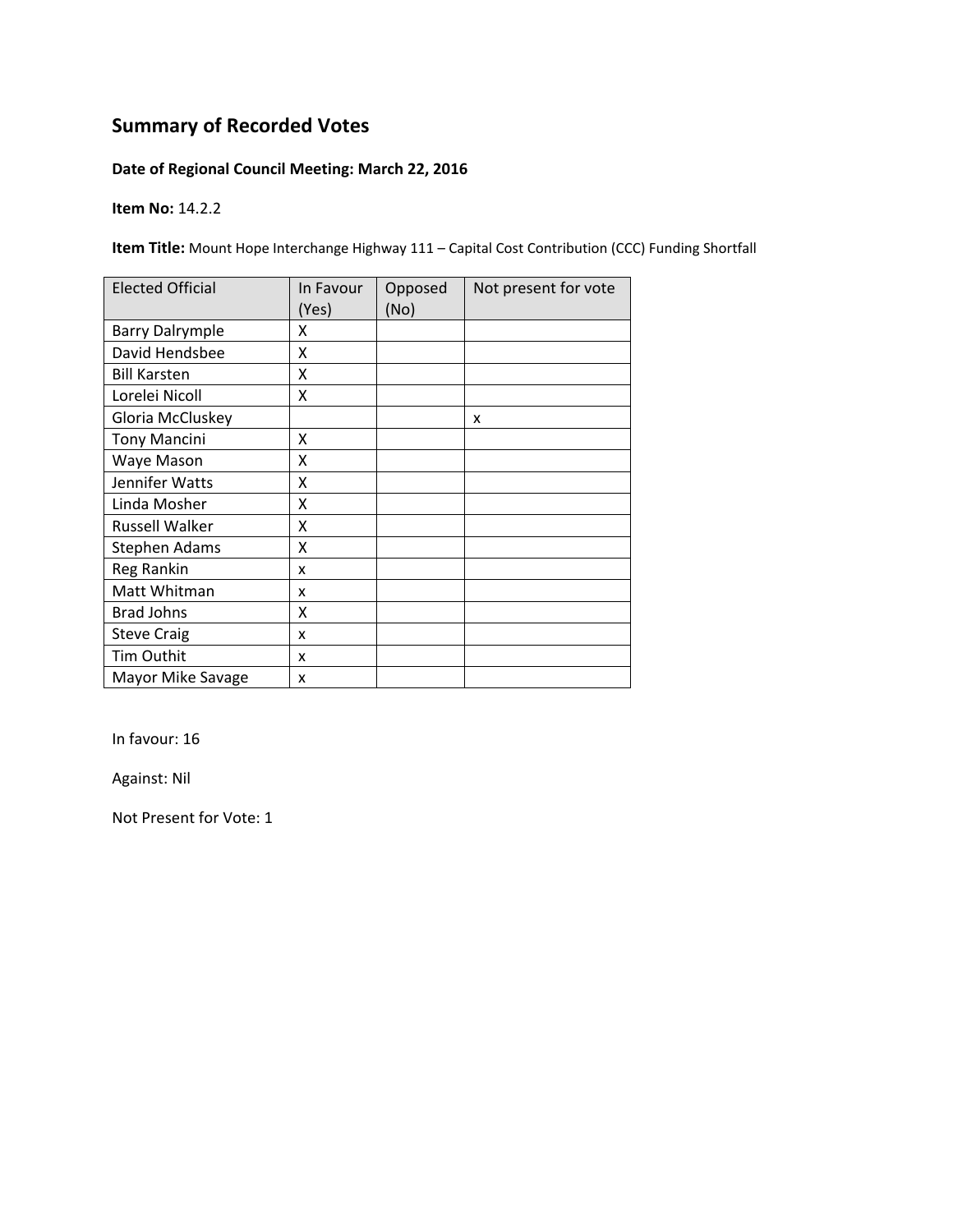## Summary of Recorded Votes

**Date of Regional Council Meeting: March 22, 2016**

**Item No:** 14.2.2

**Item Title:** Mount Hope Interchange Highway 111 – Capital Cost Contribution (CCC) Funding Shortfall

| Elected Official | In Favour (Yes) | Opposed (No) | Not present for vote |
|---|---|---|---|
| Barry Dalrymple | X | | |
| David Hendsbee | X | | |
| Bill Karsten | X | | |
| Lorelei Nicoll | X | | |
| Gloria McCluskey | | | x |
| Tony Mancini | X | | |
| Waye Mason | X | | |
| Jennifer Watts | X | | |
| Linda Mosher | X | | |
| Russell Walker | X | | |
| Stephen Adams | X | | |
| Reg Rankin | x | | |
| Matt Whitman | x | | |
| Brad Johns | X | | |
| Steve Craig | x | | |
| Tim Outhit | x | | |
| Mayor Mike Savage | x | | |

In favour: 16

Against: Nil

Not Present for Vote: 1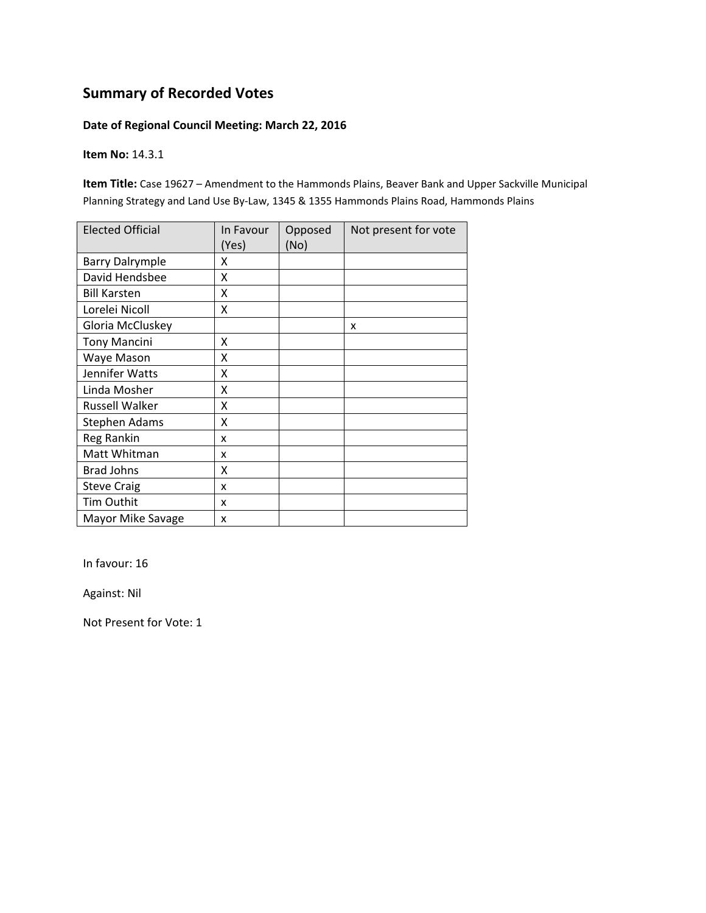## Summary of Recorded Votes

**Date of Regional Council Meeting: March 22, 2016**

**Item No:** 14.3.1

**Item Title:** Case 19627 – Amendment to the Hammonds Plains, Beaver Bank and Upper Sackville Municipal Planning Strategy and Land Use By-Law, 1345 & 1355 Hammonds Plains Road, Hammonds Plains

| Elected Official | In Favour (Yes) | Opposed (No) | Not present for vote |
|---|---|---|---|
| Barry Dalrymple | X | | |
| David Hendsbee | X | | |
| Bill Karsten | X | | |
| Lorelei Nicoll | X | | |
| Gloria McCluskey | | | x |
| Tony Mancini | X | | |
| Waye Mason | X | | |
| Jennifer Watts | X | | |
| Linda Mosher | X | | |
| Russell Walker | X | | |
| Stephen Adams | X | | |
| Reg Rankin | x | | |
| Matt Whitman | x | | |
| Brad Johns | X | | |
| Steve Craig | x | | |
| Tim Outhit | x | | |
| Mayor Mike Savage | x | | |

In favour: 16

Against: Nil

Not Present for Vote: 1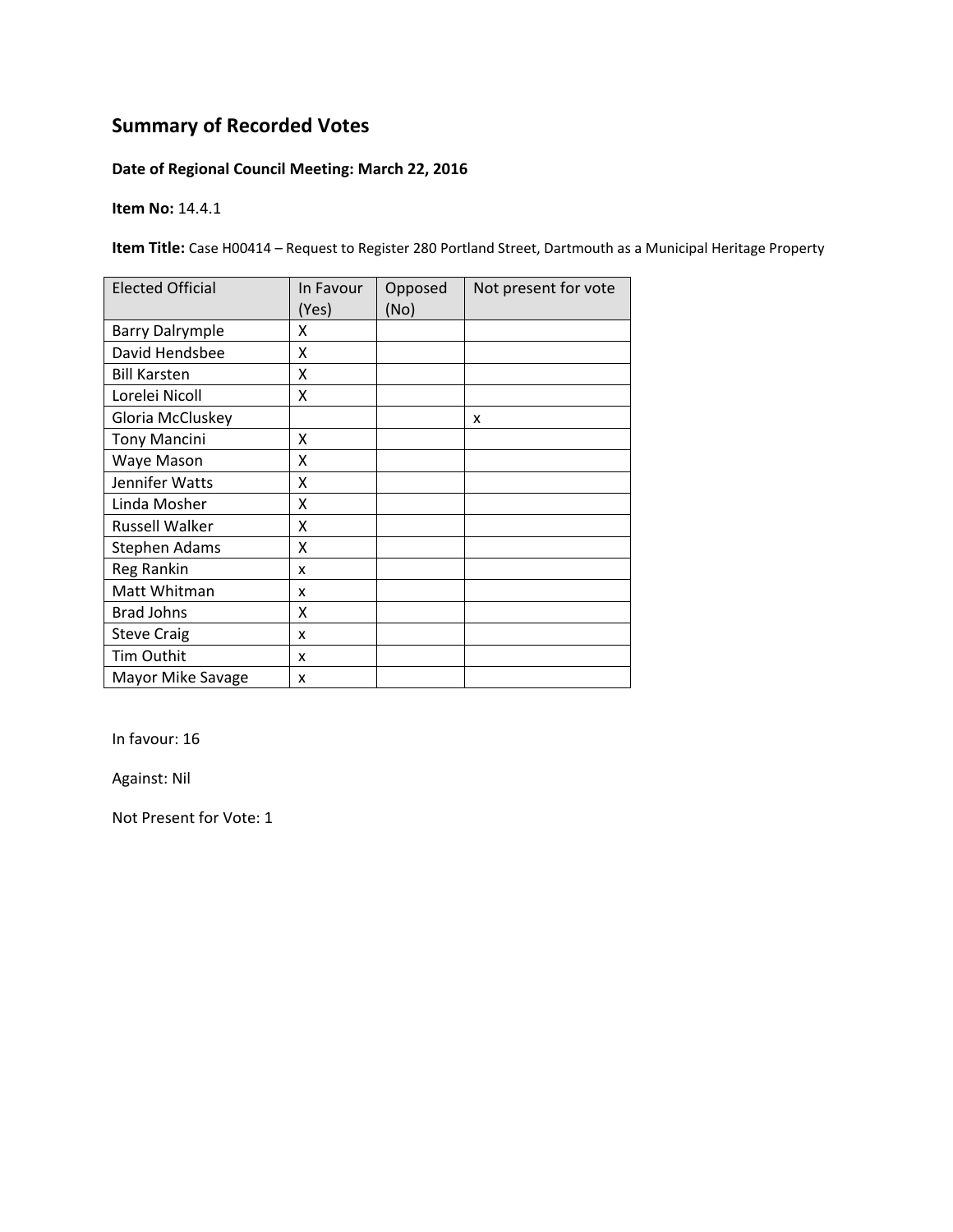## Summary of Recorded Votes

**Date of Regional Council Meeting: March 22, 2016**

**Item No:** 14.4.1

**Item Title:** Case H00414 – Request to Register 280 Portland Street, Dartmouth as a Municipal Heritage Property

| Elected Official | In Favour (Yes) | Opposed (No) | Not present for vote |
|---|---|---|---|
| Barry Dalrymple | X | | |
| David Hendsbee | X | | |
| Bill Karsten | X | | |
| Lorelei Nicoll | X | | |
| Gloria McCluskey | | | x |
| Tony Mancini | X | | |
| Waye Mason | X | | |
| Jennifer Watts | X | | |
| Linda Mosher | X | | |
| Russell Walker | X | | |
| Stephen Adams | X | | |
| Reg Rankin | x | | |
| Matt Whitman | x | | |
| Brad Johns | X | | |
| Steve Craig | x | | |
| Tim Outhit | x | | |
| Mayor Mike Savage | x | | |

In favour: 16

Against: Nil

Not Present for Vote: 1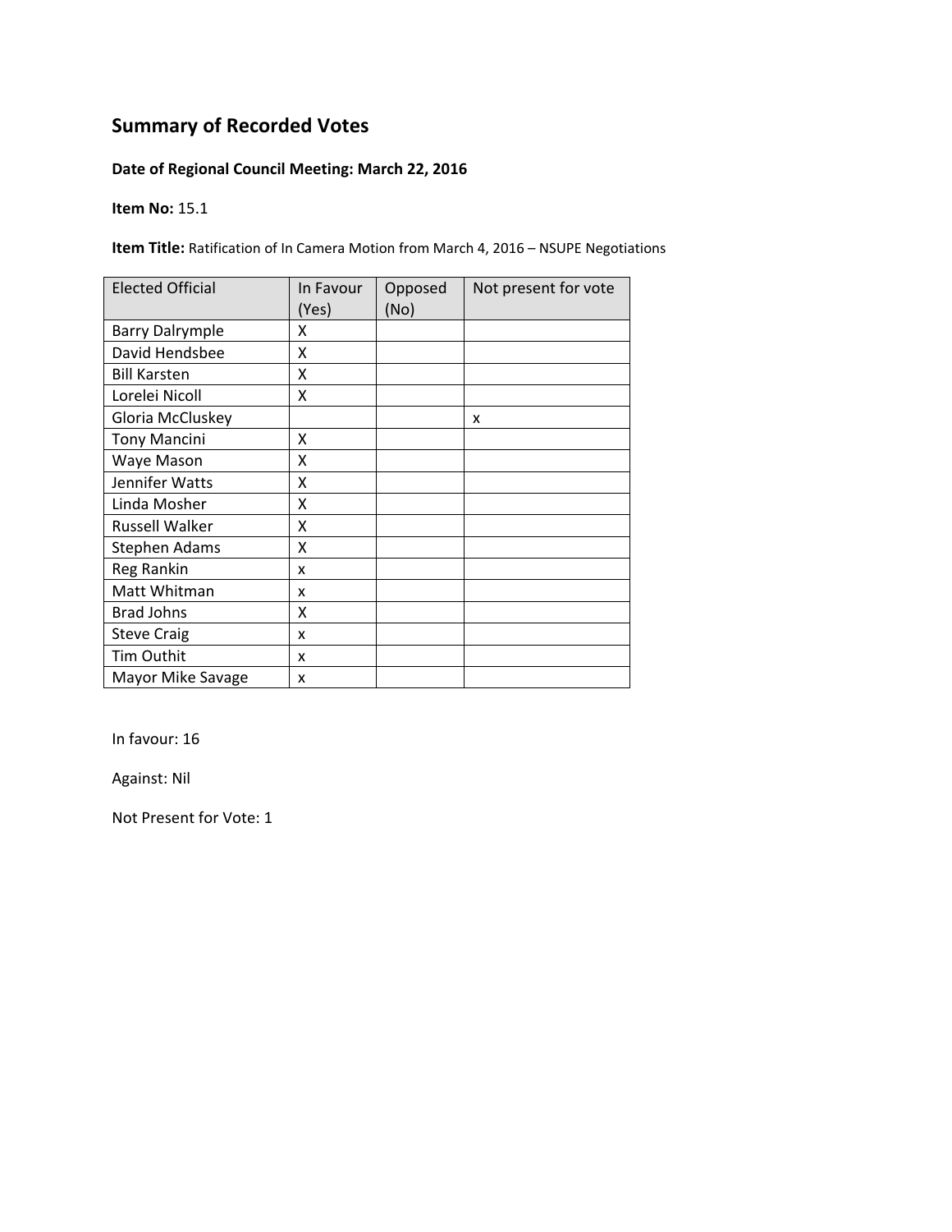## Summary of Recorded Votes

**Date of Regional Council Meeting: March 22, 2016**

**Item No:** 15.1

**Item Title:** Ratification of In Camera Motion from March 4, 2016 – NSUPE Negotiations

| Elected Official | In Favour (Yes) | Opposed (No) | Not present for vote |
|---|---|---|---|
| Barry Dalrymple | X | | |
| David Hendsbee | X | | |
| Bill Karsten | X | | |
| Lorelei Nicoll | X | | |
| Gloria McCluskey | | | x |
| Tony Mancini | X | | |
| Waye Mason | X | | |
| Jennifer Watts | X | | |
| Linda Mosher | X | | |
| Russell Walker | X | | |
| Stephen Adams | X | | |
| Reg Rankin | x | | |
| Matt Whitman | x | | |
| Brad Johns | X | | |
| Steve Craig | x | | |
| Tim Outhit | x | | |
| Mayor Mike Savage | x | | |

In favour: 16

Against: Nil

Not Present for Vote: 1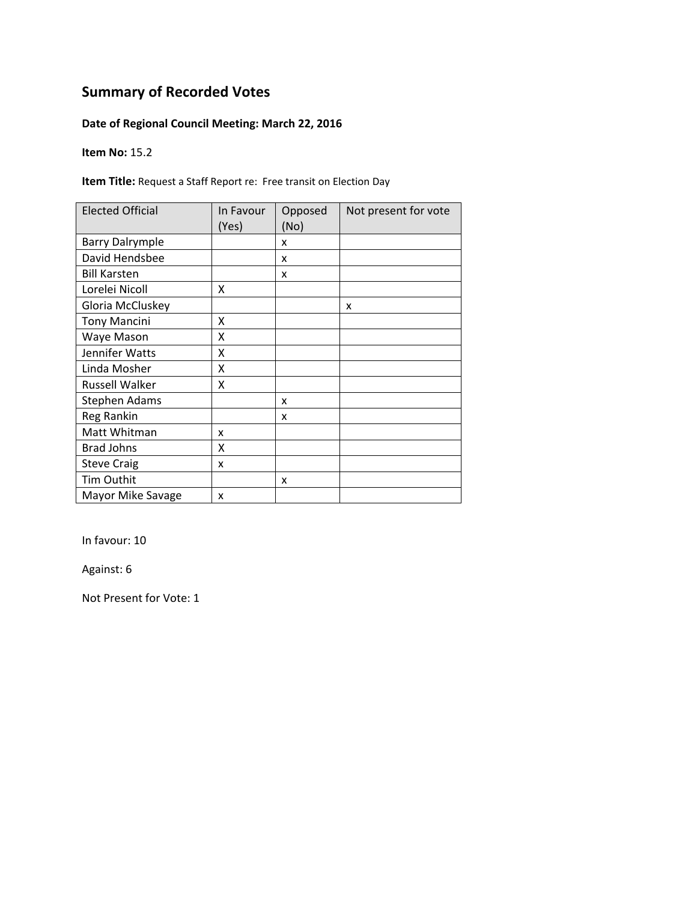## Summary of Recorded Votes

**Date of Regional Council Meeting: March 22, 2016**

**Item No:** 15.2

**Item Title:** Request a Staff Report re: Free transit on Election Day

| Elected Official | In Favour (Yes) | Opposed (No) | Not present for vote |
|---|---|---|---|
| Barry Dalrymple | | x | |
| David Hendsbee | | x | |
| Bill Karsten | | x | |
| Lorelei Nicoll | X | | |
| Gloria McCluskey | | | x |
| Tony Mancini | X | | |
| Waye Mason | X | | |
| Jennifer Watts | X | | |
| Linda Mosher | X | | |
| Russell Walker | X | | |
| Stephen Adams | | x | |
| Reg Rankin | | x | |
| Matt Whitman | x | | |
| Brad Johns | X | | |
| Steve Craig | x | | |
| Tim Outhit | | x | |
| Mayor Mike Savage | x | | |

In favour: 10

Against: 6

Not Present for Vote: 1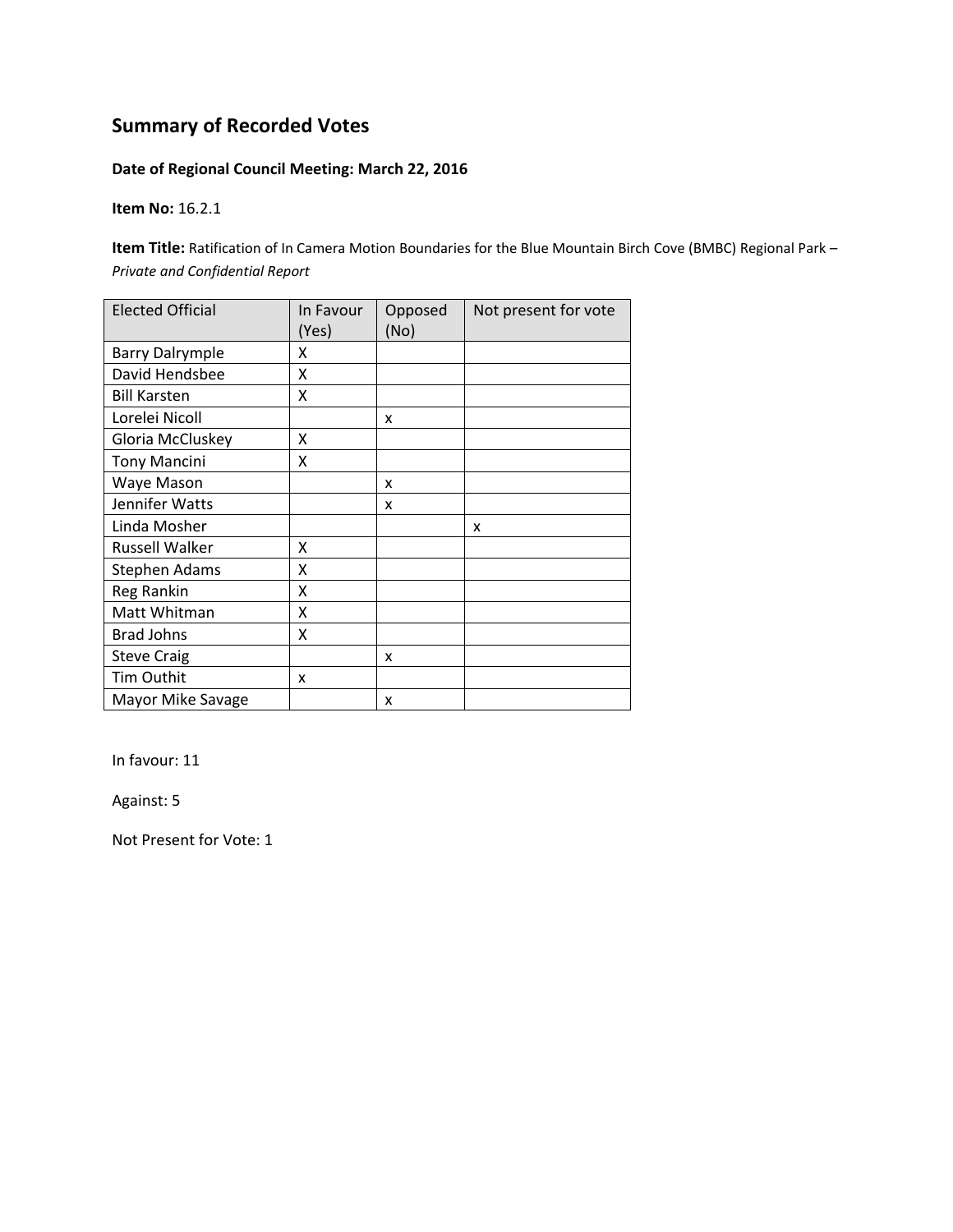## Summary of Recorded Votes

**Date of Regional Council Meeting: March 22, 2016**

**Item No:** 16.2.1

**Item Title:** Ratification of In Camera Motion Boundaries for the Blue Mountain Birch Cove (BMBC) Regional Park – *Private and Confidential Report*

| Elected Official | In Favour (Yes) | Opposed (No) | Not present for vote |
|---|---|---|---|
| Barry Dalrymple | X | | |
| David Hendsbee | X | | |
| Bill Karsten | X | | |
| Lorelei Nicoll | | x | |
| Gloria McCluskey | X | | |
| Tony Mancini | X | | |
| Waye Mason | | x | |
| Jennifer Watts | | x | |
| Linda Mosher | | | x |
| Russell Walker | X | | |
| Stephen Adams | X | | |
| Reg Rankin | X | | |
| Matt Whitman | X | | |
| Brad Johns | X | | |
| Steve Craig | | x | |
| Tim Outhit | x | | |
| Mayor Mike Savage | | x | |

In favour: 11

Against: 5

Not Present for Vote: 1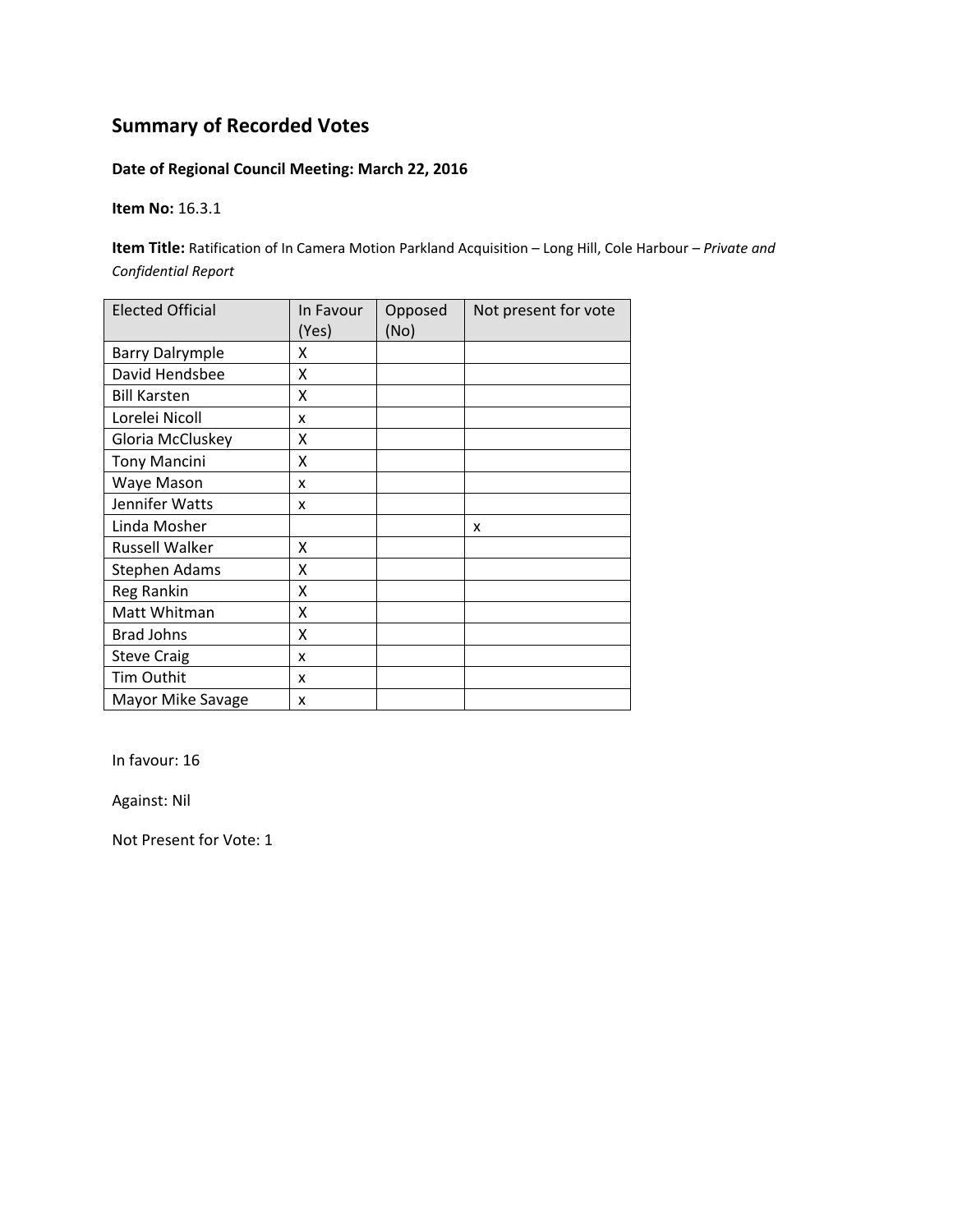# Summary of Recorded Votes

**Date of Regional Council Meeting: March 22, 2016**

**Item No:** 16.3.1

**Item Title:** Ratification of In Camera Motion Parkland Acquisition – Long Hill, Cole Harbour – *Private and Confidential Report*

| Elected Official | In Favour (Yes) | Opposed (No) | Not present for vote |
|---|---|---|---|
| Barry Dalrymple | X | | |
| David Hendsbee | X | | |
| Bill Karsten | X | | |
| Lorelei Nicoll | x | | |
| Gloria McCluskey | X | | |
| Tony Mancini | X | | |
| Waye Mason | x | | |
| Jennifer Watts | x | | |
| Linda Mosher | | | x |
| Russell Walker | X | | |
| Stephen Adams | X | | |
| Reg Rankin | X | | |
| Matt Whitman | X | | |
| Brad Johns | X | | |
| Steve Craig | x | | |
| Tim Outhit | x | | |
| Mayor Mike Savage | x | | |

In favour: 16

Against: Nil

Not Present for Vote: 1